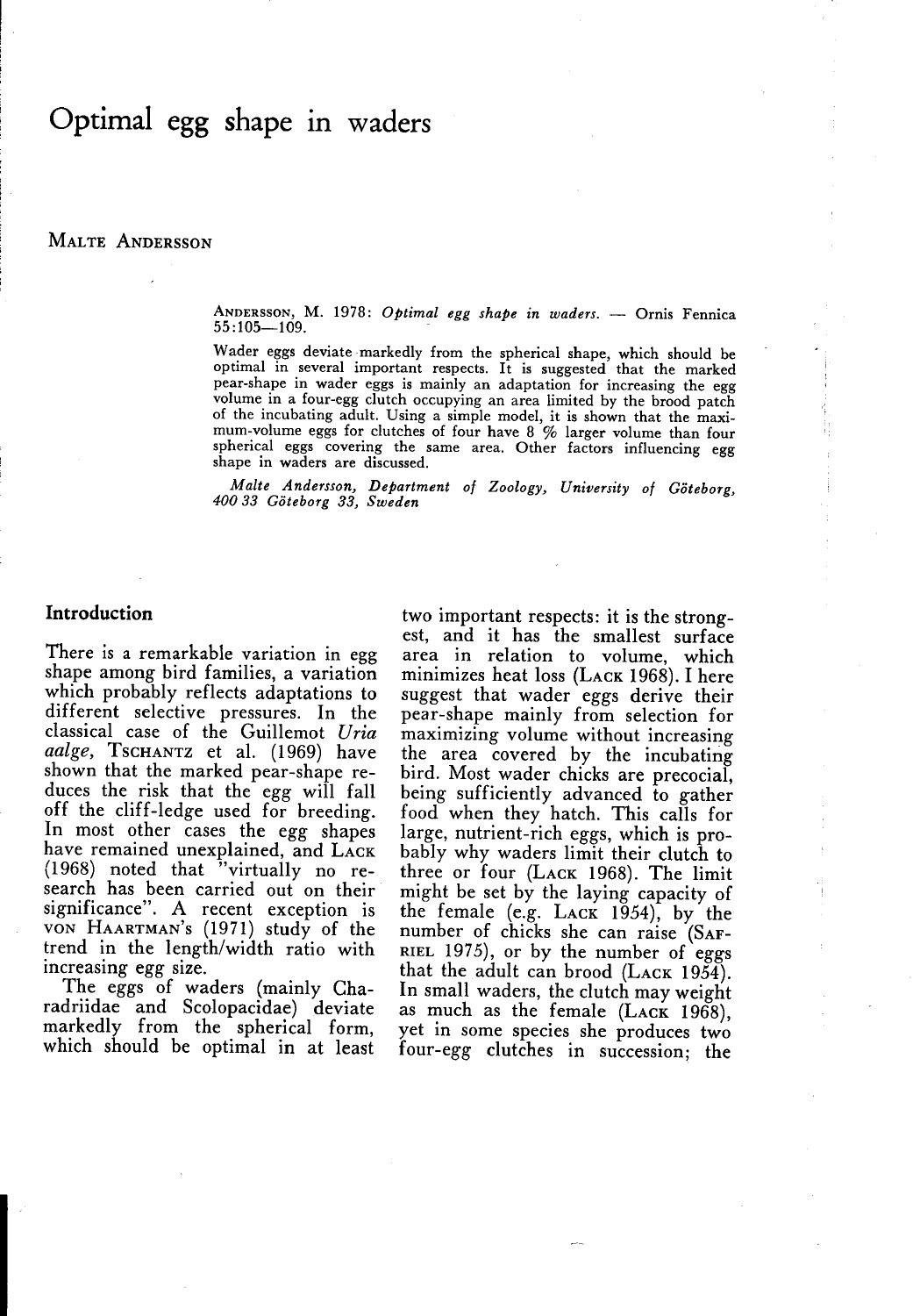# Optimal egg shape in waders

MALTE ANDERSSON

ANDERSSON, M. 1978: *Optimal egg shape in waders.* — Ornis Fennica 55:105—109.

Wader eggs deviate markedly from the spherical shape, which should be optimal in several important respects. It is suggested that the marked pear-shape in wader eggs is mainly an adaptation for increasing the egg volume in a four-egg clutch occupying an area limited by the brood patch of the incubating adult. Using a simple model, it is shown that the maximum-volume eggs for clutches of four have 8 % larger volume than four spherical eggs covering the same area. Other factors influencing egg shape in waders are discussed.

*Malte Andersson, Department of Zoology, University of Göteborg, 400 33 Göteborg 33, Sweden*

## Introduction

There is a remarkable variation in egg shape among bird families, a variation which probably reflects adaptations to different selective pressures. In the classical case of the Guillemot *Uria aalge*, TSCHANTZ et al. (1969) have shown that the marked pear-shape reduces the risk that the egg will fall off the cliff-ledge used for breeding. In most other cases the egg shapes have remained unexplained, and LACK (1968) noted that "virtually no research has been carried out on their significance". A recent exception is VON HAARTMAN's (1971) study of the trend in the length/width ratio with increasing egg size.

The eggs of waders (mainly Charadriidae and Scolopacidae) deviate markedly from the spherical form, which should be optimal in at least two important respects: it is the strongest, and it has the smallest surface area in relation to volume, which minimizes heat loss (LACK 1968). I here suggest that wader eggs derive their pear-shape mainly from selection for maximizing volume without increasing the area covered by the incubating bird. Most wader chicks are precocial, being sufficiently advanced to gather food when they hatch. This calls for large, nutrient-rich eggs, which is probably why waders limit their clutch to three or four (LACK 1968). The limit might be set by the laying capacity of the female (e.g. LACK 1954), by the number of chicks she can raise (SAFRIEL 1975), or by the number of eggs that the adult can brood (LACK 1954). In small waders, the clutch may weight as much as the female (LACK 1968), yet in some species she produces two four-egg clutches in succession; the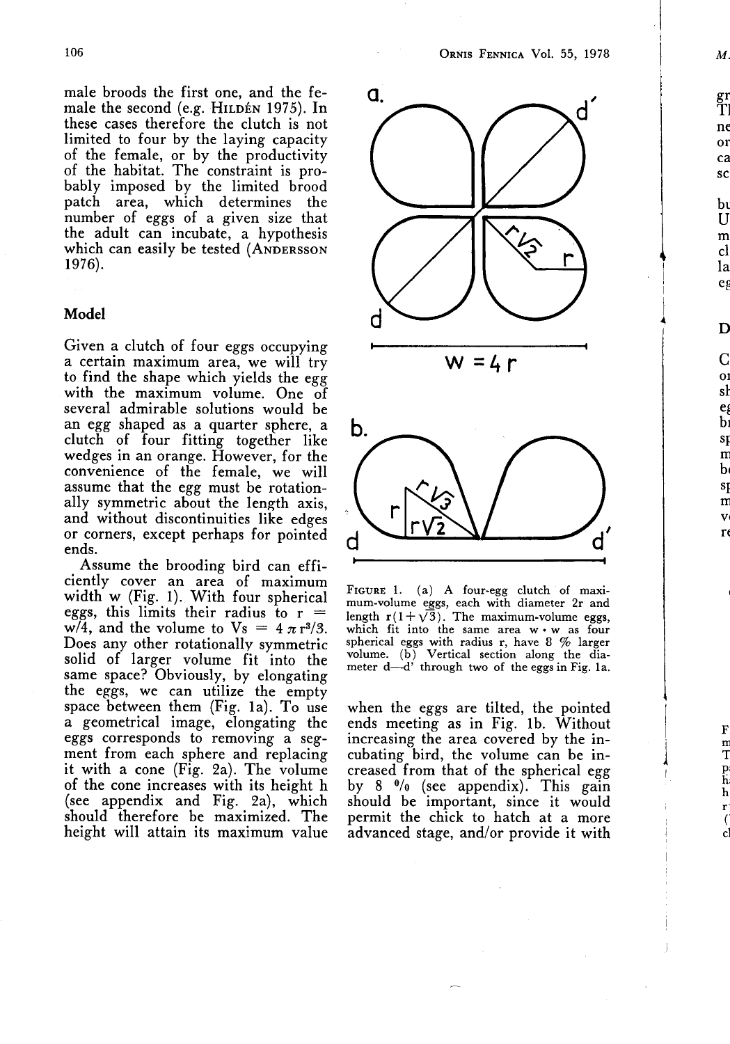male broods the first one, and the female the second (e.g. HILDÉN 1975). In these cases therefore the clutch is not limited to four by the laying capacity of the female, or by the productivity of the habitat. The constraint is probably imposed by the limited brood patch area, which determines the number of eggs of a given size that the adult can incubate, a hypothesis which can easily be tested (ANDERSSON 1976).

## Model

Given a clutch of four eggs occupying a certain maximum area, we will try to find the shape which yields the egg with the maximum volume. One of several admirable solutions would be an egg shaped as a quarter sphere, a clutch of four fitting together like wedges in an orange. However, for the convenience of the female, we will assume that the egg must be rotationally symmetric about the length axis, and without discontinuities like edges or corners, except perhaps for pointed ends.

Assume the brooding bird can efficiently cover an area of maximum width w (Fig. 1). With four spherical eggs, this limits their radius to $r = w/4$, and the volume to $V_s = 4\pi r^3/3$. Does any other rotationally symmetric solid of larger volume fit into the same space? Obviously, by elongating the eggs, we can utilize the empty space between them (Fig. 1a). To use a geometrical image, elongating the eggs corresponds to removing a segment from each sphere and replacing it with a cone (Fig. 2a). The volume of the cone increases with its height h (see appendix and Fig. 2a), which should therefore be maximized. The height will attain its maximum value when the eggs are tilted, the pointed ends meeting as in Fig. 1b. Without increasing the area covered by the incubating bird, the volume can be increased from that of the spherical egg by 8 % (see appendix). This gain should be important, since it would permit the chick to hatch at a more advanced stage, and/or provide it with

FIGURE 1. (a) A four-egg clutch of maximum-volume eggs, each with diameter 2r and length $r(1+\sqrt{3})$. The maximum-volume eggs, which fit into the same area $w \cdot w$ as four spherical eggs with radius r, have 8 % larger volume. (b) Vertical section along the diameter d—d' through two of the eggs in Fig. 1a.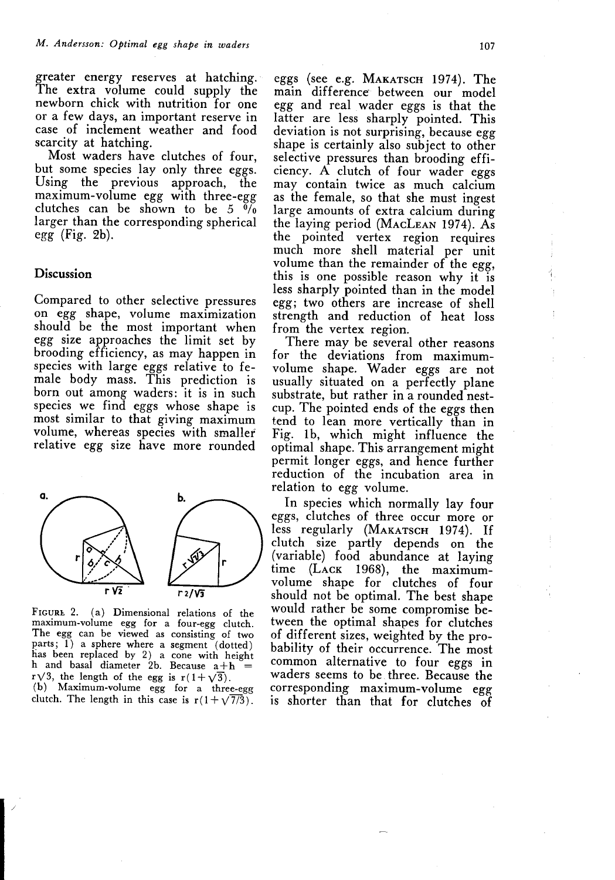greater energy reserves at hatching. The extra volume could supply the newborn chick with nutrition for one or a few days, an important reserve in case of inclement weather and food scarcity at hatching.

Most waders have clutches of four, but some species lay only three eggs. Using the previous approach, the maximum-volume egg with three-egg clutches can be shown to be 5 % larger than the corresponding spherical egg (Fig. 2b).

## Discussion

Compared to other selective pressures on egg shape, volume maximization should be the most important when egg size approaches the limit set by brooding efficiency, as may happen in species with large eggs relative to female body mass. This prediction is born out among waders: it is in such species we find eggs whose shape is most similar to that giving maximum volume, whereas species with smaller relative egg size have more rounded eggs (see e.g. Makatsch 1974). The main difference between our model egg and real wader eggs is that the latter are less sharply pointed. This deviation is not surprising, because egg shape is certainly also subject to other selective pressures than brooding efficiency. A clutch of four wader eggs may contain twice as much calcium as the female, so that she must ingest large amounts of extra calcium during the laying period (MacLean 1974). As the pointed vertex region requires much more shell material per unit volume than the remainder of the egg, this is one possible reason why it is less sharply pointed than in the model egg; two others are increase of shell strength and reduction of heat loss from the vertex region.

There may be several other reasons for the deviations from maximum-volume shape. Wader eggs are not usually situated on a perfectly plane substrate, but rather in a rounded nest-cup. The pointed ends of the eggs then tend to lean more vertically than in Fig. 1b, which might influence the optimal shape. This arrangement might permit longer eggs, and hence further reduction of the incubation area in relation to egg volume.

In species which normally lay four eggs, clutches of three occur more or less regularly (Makatsch 1974). If clutch size partly depends on the (variable) food abundance at laying time (Lack 1968), the maximum-volume shape for clutches of four should not be optimal. The best shape would rather be some compromise between the optimal shapes for clutches of different sizes, weighted by the probability of their occurrence. The most common alternative to four eggs in waders seems to be three. Because the corresponding maximum-volume egg is shorter than that for clutches of

Figure 2. (a) Dimensional relations of the maximum-volume egg for a four-egg clutch. The egg can be viewed as consisting of two parts; 1) a sphere where a segment (dotted) has been replaced by 2) a cone with height h and basal diameter 2b. Because $a+h = r\sqrt{3}$, the length of the egg is $r(1+\sqrt{3})$.
(b) Maximum-volume egg for a three-egg clutch. The length in this case is $r(1+\sqrt{7/3})$.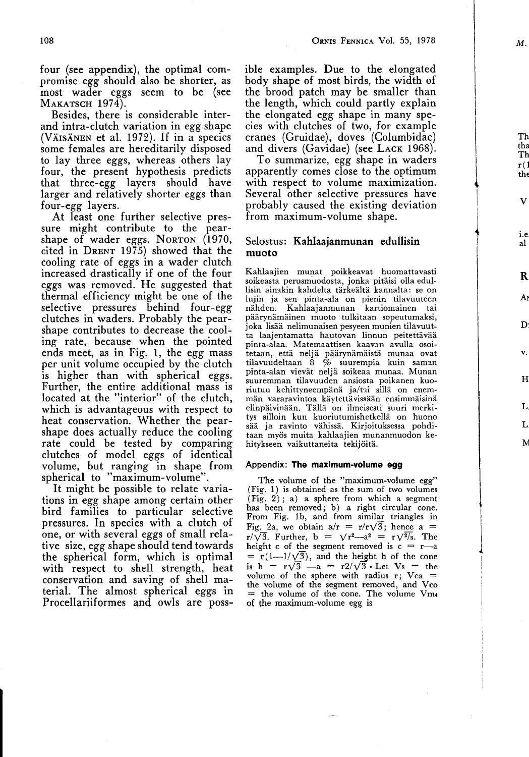four (see appendix), the optimal compromise egg should also be shorter, as most wader eggs seem to be (see MAKATSCH 1974).

Besides, there is considerable inter- and intra-clutch variation in egg shape (VÄISÄNEN et al. 1972). If in a species some females are hereditarily disposed to lay three eggs, whereas others lay four, the present hypothesis predicts that three-egg layers should have larger and relatively shorter eggs than four-egg layers.

At least one further selective pressure might contribute to the pear-shape of wader eggs. NORTON (1970, cited in DRENT 1975) showed that the cooling rate of eggs in a wader clutch increased drastically if one of the four eggs was removed. He suggested that thermal efficiency might be one of the selective pressures behind four-egg clutches in waders. Probably the pear-shape contributes to decrease the cooling rate, because when the pointed ends meet, as in Fig. 1, the egg mass per unit volume occupied by the clutch is higher than with spherical eggs. Further, the entire additional mass is located at the "interior" of the clutch, which is advantageous with respect to heat conservation. Whether the pear-shape does actually reduce the cooling rate could be tested by comparing clutches of model eggs of identical volume, but ranging in shape from spherical to "maximum-volume".

It might be possible to relate variations in egg shape among certain other bird families to particular selective pressures. In species with a clutch of one, or with several eggs of small relative size, egg shape should tend towards the spherical form, which is optimal with respect to shell strength, heat conservation and saving of shell material. The almost spherical eggs in Procellariiformes and owls are possible examples. Due to the elongated body shape of most birds, the width of the brood patch may be smaller than the length, which could partly explain the elongated egg shape in many species with clutches of two, for example cranes (Gruidae), doves (Columbidae) and divers (Gavidae) (see LACK 1968).

To summarize, egg shape in waders apparently comes close to the optimum with respect to volume maximization. Several other selective pressures have probably caused the existing deviation from maximum-volume shape.

## Selostus: **Kahlaajanmunan edullisin muoto**

Kahlaajien munat poikkeavat huomattavasti soikeasta perusmuodosta, jonka pitäisi olla edullisin ainakin kahdelta tärkeältä kannalta: se on lujin ja sen pinta-ala on pienin tilavuuteen nähden. Kahlaajanmunan kartiomainen tai päärynämäinen muoto tulkitaan sopeutumaksi, joka lisää nelimunaisen pesyeen munien tilavuutta laajentamatta hautovan linnun peitettävää pinta-alaa. Matemaattisen kaavan avulla osoitetaan, että neljä päärynämäistä munaa ovat tilavuudeltaan 8 % suurempia kuin saman pinta-alan vievät neljä soikeaa munaa. Munan suuremman tilavuuden ansiosta poikanen kuoriutuu kehittyneempänä ja/tai sillä on enemmän vararavintoa käytettävissään ensimmäisinä elinpäivinään. Tällä on ilmeisesti suuri merkitys silloin kun kuoriutumishetkellä on huono sää ja ravinto vähissä. Kirjoituksessa pohditaan myös muita kahlaajien munanmuodon kehitykseen vaikuttaneita tekijöitä.

### Appendix: **The maximum-volume egg**

The volume of the "maximum-volume egg" (Fig. 1) is obtained as the sum of two volumes (Fig. 2); a) a sphere from which a segment has been removed; b) a right circular cone. From Fig. 1b, and from similar triangles in Fig. 2a, we obtain $a/r = r/r\sqrt{3}$; hence $a = r/\sqrt{3}$. Further, $b = \sqrt{r^2 - a^2} = r\sqrt{2/3}$. The height c of the segment removed is $c = r - a = r(1 - 1/\sqrt{3})$, and the height h of the cone is $h = r\sqrt{3} - a = r2/\sqrt{3}$. Let $V_s$ = the volume of the sphere with radius r; $V_{ca}$ = the volume of the segment removed, and $V_{co}$ = the volume of the cone. The volume $V_{m4}$ of the maximum-volume egg is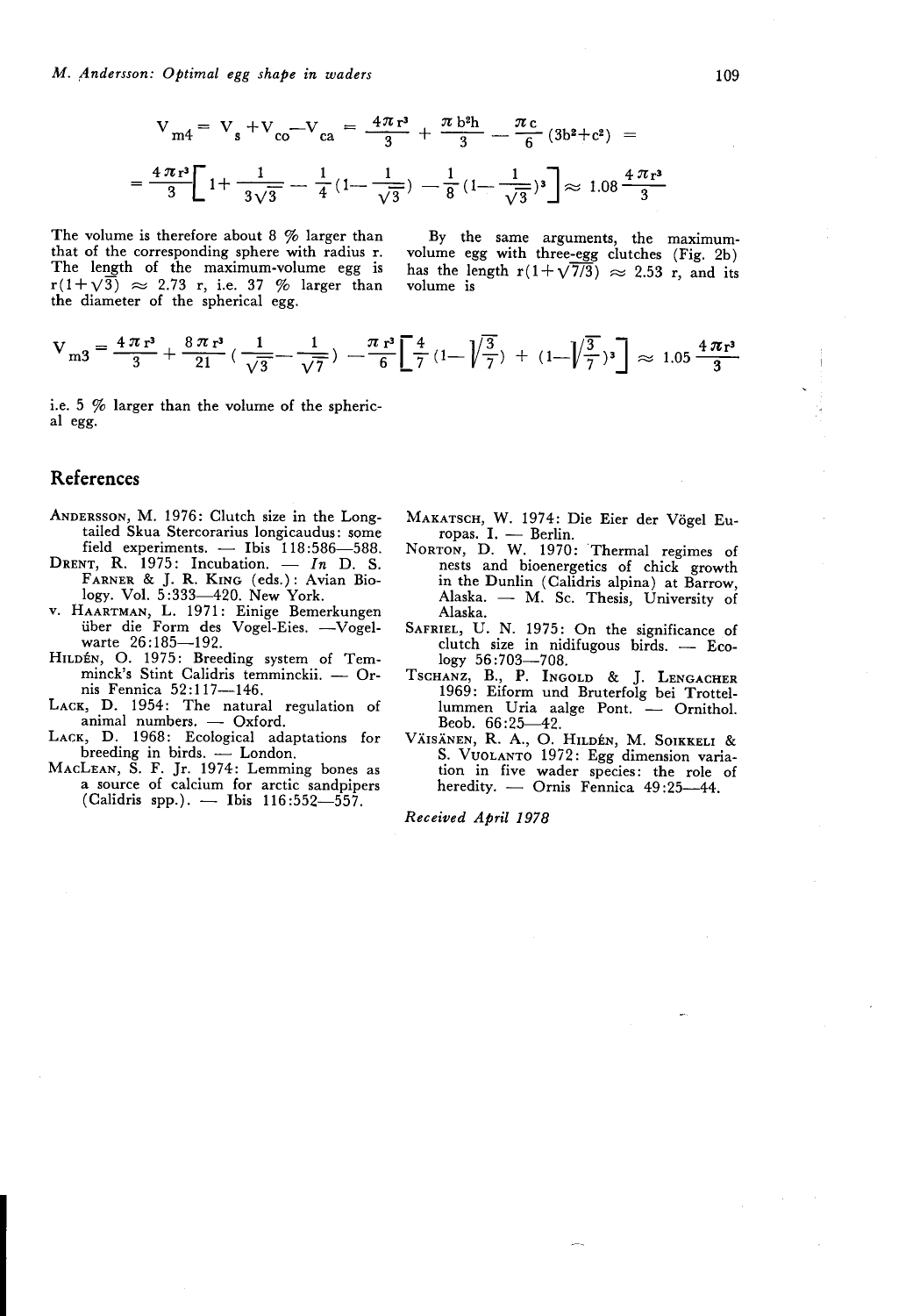$$V_{m4} = V_s + V_{co} - V_{ca} = \frac{4\pi r^3}{3} + \frac{\pi b^2 h}{3} - \frac{\pi c}{6}(3b^2+c^2) =$$

$$= \frac{4\pi r^3}{3}\left[1 + \frac{1}{3\sqrt{3}} - \frac{1}{4}(1-\frac{1}{\sqrt{3}}) - \frac{1}{8}(1-\frac{1}{\sqrt{3}})^3\right] \approx 1.08\frac{4\pi r^3}{3}$$

The volume is therefore about 8 % larger than that of the corresponding sphere with radius r. The length of the maximum-volume egg is $r(1+\sqrt{3}) \approx 2.73$ r, i.e. 37 % larger than the diameter of the spherical egg.

By the same arguments, the maximum-volume egg with three-egg clutches (Fig. 2b) has the length $r(1+\sqrt{7/3}) \approx 2.53$ r, and its volume is

$$V_{m3} = \frac{4\pi r^3}{3} + \frac{8\pi r^3}{21}(\frac{1}{\sqrt{3}} - \frac{1}{\sqrt{7}}) - \frac{\pi r^3}{6}\left[\frac{4}{7}(1-\sqrt{\frac{3}{7}}) + (1-\sqrt{\frac{3}{7}})^3\right] \approx 1.05\frac{4\pi r^3}{3}$$

i.e. 5 % larger than the volume of the spherical egg.

## References

ANDERSSON, M. 1976: Clutch size in the Long-tailed Skua Stercorarius longicaudus: some field experiments. — Ibis 118:586—588.

DRENT, R. 1975: Incubation. — *In* D. S. FARNER & J. R. KING (eds.): Avian Biology. Vol. 5:333—420. New York.

v. HAARTMAN, L. 1971: Einige Bemerkungen über die Form des Vogel-Eies. —Vogelwarte 26:185—192.

HILDÉN, O. 1975: Breeding system of Temminck's Stint Calidris temminckii. — Ornis Fennica 52:117—146.

LACK, D. 1954: The natural regulation of animal numbers. — Oxford.

LACK, D. 1968: Ecological adaptations for breeding in birds. — London.

MACLEAN, S. F. Jr. 1974: Lemming bones as a source of calcium for arctic sandpipers (Calidris spp.). — Ibis 116:552—557.

MAKATSCH, W. 1974: Die Eier der Vögel Europas. I. — Berlin.

NORTON, D. W. 1970: Thermal regimes of nests and bioenergetics of chick growth in the Dunlin (Calidris alpina) at Barrow, Alaska. — M. Sc. Thesis, University of Alaska.

SAFRIEL, U. N. 1975: On the significance of clutch size in nidifugous birds. — Ecology 56:703—708.

TSCHANZ, B., P. INGOLD & J. LENGACHER 1969: Eiform und Bruterfolg bei Trottellummen Uria aalge Pont. — Ornithol. Beob. 66:25—42.

VÄISÄNEN, R. A., O. HILDÉN, M. SOIKKELI & S. VUOLANTO 1972: Egg dimension variation in five wader species: the role of heredity. — Ornis Fennica 49:25—44.

*Received April 1978*